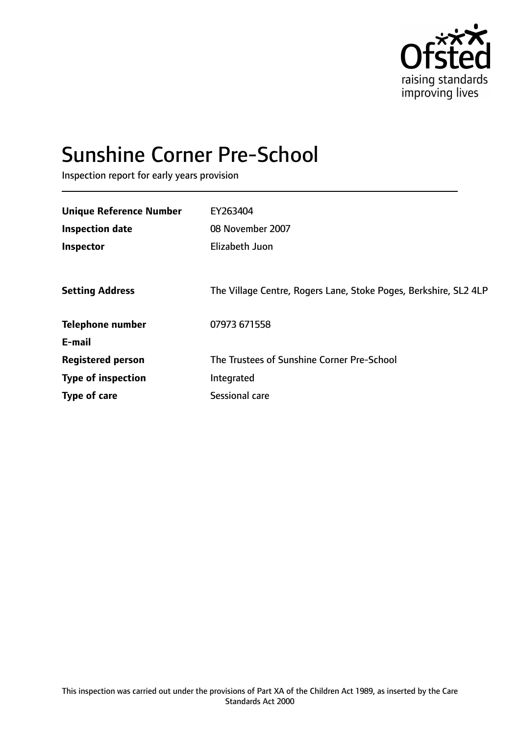# Sunshine Corner Pre-School

Inspection report for early years provision

| | |
|---|---|
| **Unique Reference Number** | EY263404 |
| **Inspection date** | 08 November 2007 |
| **Inspector** | Elizabeth Juon |
| | |
| **Setting Address** | The Village Centre, Rogers Lane, Stoke Poges, Berkshire, SL2 4LP |
| | |
| **Telephone number** | 07973 671558 |
| **E-mail** | |
| **Registered person** | The Trustees of Sunshine Corner Pre-School |
| **Type of inspection** | Integrated |
| **Type of care** | Sessional care |

This inspection was carried out under the provisions of Part XA of the Children Act 1989, as inserted by the Care Standards Act 2000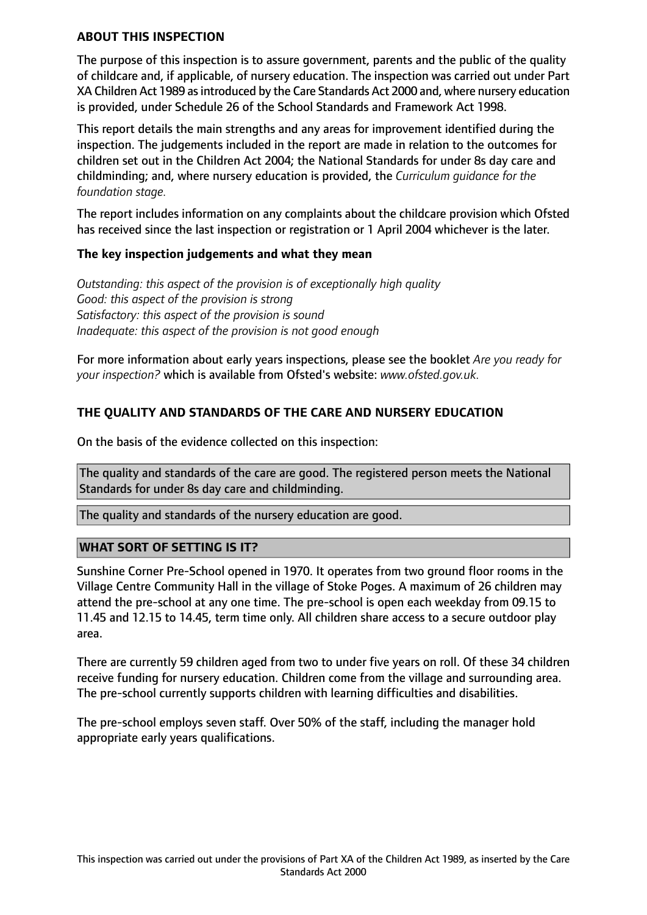## ABOUT THIS INSPECTION

The purpose of this inspection is to assure government, parents and the public of the quality of childcare and, if applicable, of nursery education. The inspection was carried out under Part XA Children Act 1989 as introduced by the Care Standards Act 2000 and, where nursery education is provided, under Schedule 26 of the School Standards and Framework Act 1998.

This report details the main strengths and any areas for improvement identified during the inspection. The judgements included in the report are made in relation to the outcomes for children set out in the Children Act 2004; the National Standards for under 8s day care and childminding; and, where nursery education is provided, the *Curriculum guidance for the foundation stage.*

The report includes information on any complaints about the childcare provision which Ofsted has received since the last inspection or registration or 1 April 2004 whichever is the later.

### The key inspection judgements and what they mean

*Outstanding: this aspect of the provision is of exceptionally high quality*
*Good: this aspect of the provision is strong*
*Satisfactory: this aspect of the provision is sound*
*Inadequate: this aspect of the provision is not good enough*

For more information about early years inspections, please see the booklet *Are you ready for your inspection?* which is available from Ofsted's website: *www.ofsted.gov.uk.*

## THE QUALITY AND STANDARDS OF THE CARE AND NURSERY EDUCATION

On the basis of the evidence collected on this inspection:

The quality and standards of the care are good. The registered person meets the National Standards for under 8s day care and childminding.

The quality and standards of the nursery education are good.

## WHAT SORT OF SETTING IS IT?

Sunshine Corner Pre-School opened in 1970. It operates from two ground floor rooms in the Village Centre Community Hall in the village of Stoke Poges. A maximum of 26 children may attend the pre-school at any one time. The pre-school is open each weekday from 09.15 to 11.45 and 12.15 to 14.45, term time only. All children share access to a secure outdoor play area.

There are currently 59 children aged from two to under five years on roll. Of these 34 children receive funding for nursery education. Children come from the village and surrounding area. The pre-school currently supports children with learning difficulties and disabilities.

The pre-school employs seven staff. Over 50% of the staff, including the manager hold appropriate early years qualifications.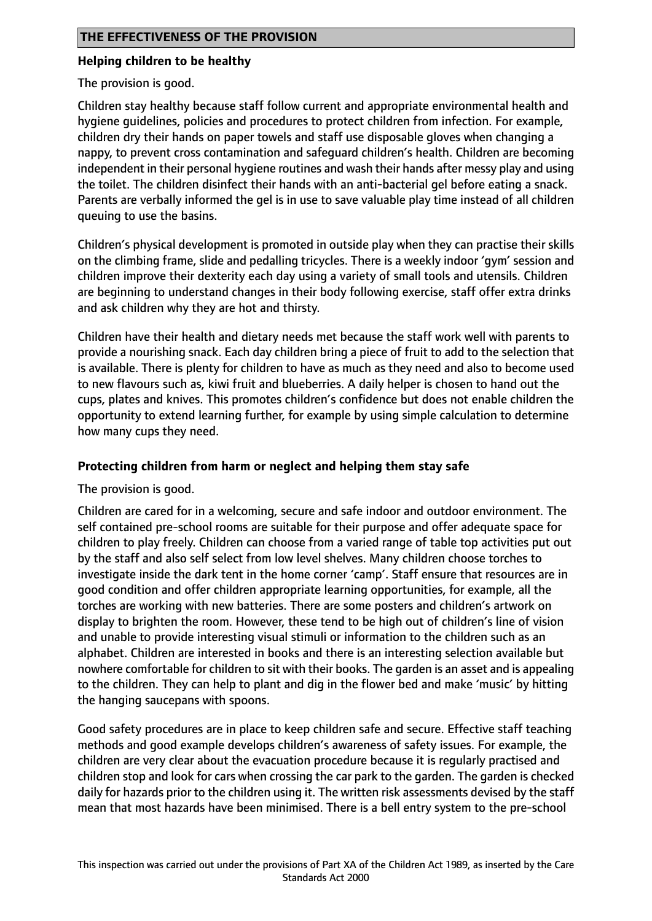## THE EFFECTIVENESS OF THE PROVISION

**Helping children to be healthy**

The provision is good.

Children stay healthy because staff follow current and appropriate environmental health and hygiene guidelines, policies and procedures to protect children from infection. For example, children dry their hands on paper towels and staff use disposable gloves when changing a nappy, to prevent cross contamination and safeguard children's health. Children are becoming independent in their personal hygiene routines and wash their hands after messy play and using the toilet. The children disinfect their hands with an anti-bacterial gel before eating a snack. Parents are verbally informed the gel is in use to save valuable play time instead of all children queuing to use the basins.

Children's physical development is promoted in outside play when they can practise their skills on the climbing frame, slide and pedalling tricycles. There is a weekly indoor 'gym' session and children improve their dexterity each day using a variety of small tools and utensils. Children are beginning to understand changes in their body following exercise, staff offer extra drinks and ask children why they are hot and thirsty.

Children have their health and dietary needs met because the staff work well with parents to provide a nourishing snack. Each day children bring a piece of fruit to add to the selection that is available. There is plenty for children to have as much as they need and also to become used to new flavours such as, kiwi fruit and blueberries. A daily helper is chosen to hand out the cups, plates and knives. This promotes children's confidence but does not enable children the opportunity to extend learning further, for example by using simple calculation to determine how many cups they need.

**Protecting children from harm or neglect and helping them stay safe**

The provision is good.

Children are cared for in a welcoming, secure and safe indoor and outdoor environment. The self contained pre-school rooms are suitable for their purpose and offer adequate space for children to play freely. Children can choose from a varied range of table top activities put out by the staff and also self select from low level shelves. Many children choose torches to investigate inside the dark tent in the home corner 'camp'. Staff ensure that resources are in good condition and offer children appropriate learning opportunities, for example, all the torches are working with new batteries. There are some posters and children's artwork on display to brighten the room. However, these tend to be high out of children's line of vision and unable to provide interesting visual stimuli or information to the children such as an alphabet. Children are interested in books and there is an interesting selection available but nowhere comfortable for children to sit with their books. The garden is an asset and is appealing to the children. They can help to plant and dig in the flower bed and make 'music' by hitting the hanging saucepans with spoons.

Good safety procedures are in place to keep children safe and secure. Effective staff teaching methods and good example develops children's awareness of safety issues. For example, the children are very clear about the evacuation procedure because it is regularly practised and children stop and look for cars when crossing the car park to the garden. The garden is checked daily for hazards prior to the children using it. The written risk assessments devised by the staff mean that most hazards have been minimised. There is a bell entry system to the pre-school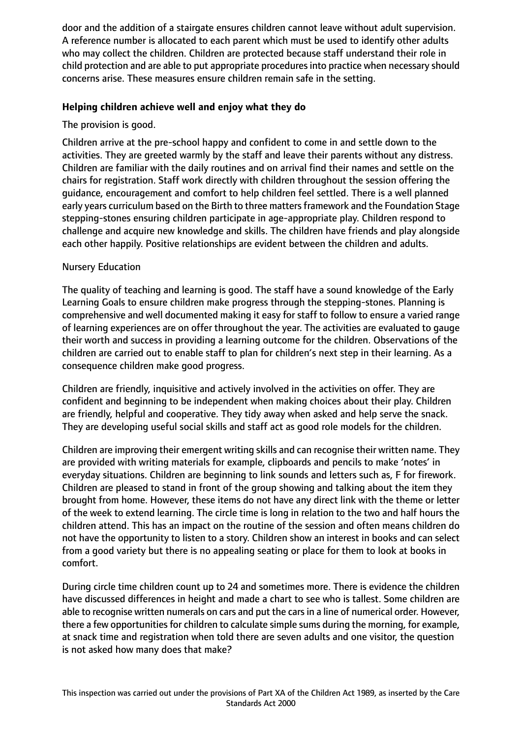door and the addition of a stairgate ensures children cannot leave without adult supervision. A reference number is allocated to each parent which must be used to identify other adults who may collect the children. Children are protected because staff understand their role in child protection and are able to put appropriate procedures into practice when necessary should concerns arise. These measures ensure children remain safe in the setting.

**Helping children achieve well and enjoy what they do**

The provision is good.

Children arrive at the pre-school happy and confident to come in and settle down to the activities. They are greeted warmly by the staff and leave their parents without any distress. Children are familiar with the daily routines and on arrival find their names and settle on the chairs for registration. Staff work directly with children throughout the session offering the guidance, encouragement and comfort to help children feel settled. There is a well planned early years curriculum based on the Birth to three matters framework and the Foundation Stage stepping-stones ensuring children participate in age-appropriate play. Children respond to challenge and acquire new knowledge and skills. The children have friends and play alongside each other happily. Positive relationships are evident between the children and adults.

Nursery Education

The quality of teaching and learning is good. The staff have a sound knowledge of the Early Learning Goals to ensure children make progress through the stepping-stones. Planning is comprehensive and well documented making it easy for staff to follow to ensure a varied range of learning experiences are on offer throughout the year. The activities are evaluated to gauge their worth and success in providing a learning outcome for the children. Observations of the children are carried out to enable staff to plan for children's next step in their learning. As a consequence children make good progress.

Children are friendly, inquisitive and actively involved in the activities on offer. They are confident and beginning to be independent when making choices about their play. Children are friendly, helpful and cooperative. They tidy away when asked and help serve the snack. They are developing useful social skills and staff act as good role models for the children.

Children are improving their emergent writing skills and can recognise their written name. They are provided with writing materials for example, clipboards and pencils to make 'notes' in everyday situations. Children are beginning to link sounds and letters such as, F for firework. Children are pleased to stand in front of the group showing and talking about the item they brought from home. However, these items do not have any direct link with the theme or letter of the week to extend learning. The circle time is long in relation to the two and half hours the children attend. This has an impact on the routine of the session and often means children do not have the opportunity to listen to a story. Children show an interest in books and can select from a good variety but there is no appealing seating or place for them to look at books in comfort.

During circle time children count up to 24 and sometimes more. There is evidence the children have discussed differences in height and made a chart to see who is tallest. Some children are able to recognise written numerals on cars and put the cars in a line of numerical order. However, there a few opportunities for children to calculate simple sums during the morning, for example, at snack time and registration when told there are seven adults and one visitor, the question is not asked how many does that make?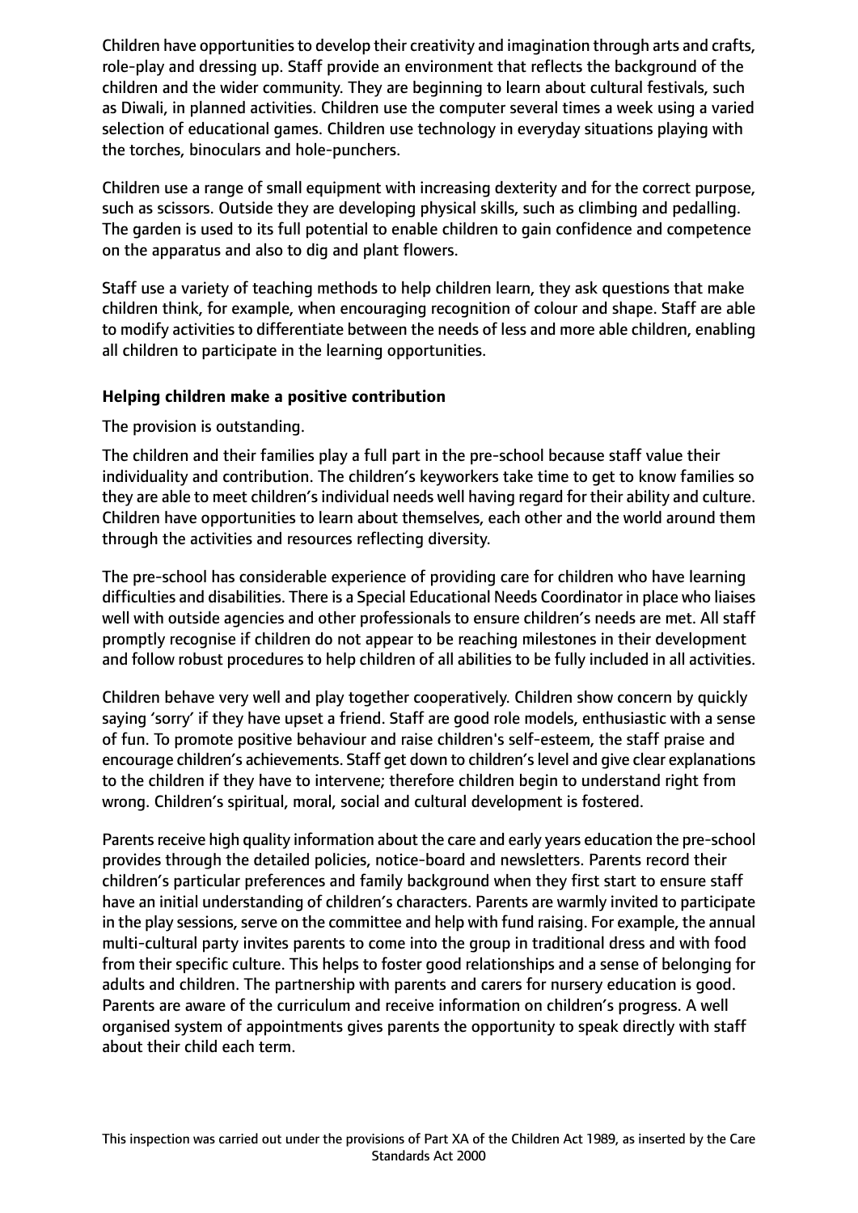Children have opportunities to develop their creativity and imagination through arts and crafts, role-play and dressing up. Staff provide an environment that reflects the background of the children and the wider community. They are beginning to learn about cultural festivals, such as Diwali, in planned activities. Children use the computer several times a week using a varied selection of educational games. Children use technology in everyday situations playing with the torches, binoculars and hole-punchers.

Children use a range of small equipment with increasing dexterity and for the correct purpose, such as scissors. Outside they are developing physical skills, such as climbing and pedalling. The garden is used to its full potential to enable children to gain confidence and competence on the apparatus and also to dig and plant flowers.

Staff use a variety of teaching methods to help children learn, they ask questions that make children think, for example, when encouraging recognition of colour and shape. Staff are able to modify activities to differentiate between the needs of less and more able children, enabling all children to participate in the learning opportunities.

**Helping children make a positive contribution**

The provision is outstanding.

The children and their families play a full part in the pre-school because staff value their individuality and contribution. The children's keyworkers take time to get to know families so they are able to meet children's individual needs well having regard for their ability and culture. Children have opportunities to learn about themselves, each other and the world around them through the activities and resources reflecting diversity.

The pre-school has considerable experience of providing care for children who have learning difficulties and disabilities. There is a Special Educational Needs Coordinator in place who liaises well with outside agencies and other professionals to ensure children's needs are met. All staff promptly recognise if children do not appear to be reaching milestones in their development and follow robust procedures to help children of all abilities to be fully included in all activities.

Children behave very well and play together cooperatively. Children show concern by quickly saying 'sorry' if they have upset a friend. Staff are good role models, enthusiastic with a sense of fun. To promote positive behaviour and raise children's self-esteem, the staff praise and encourage children's achievements. Staff get down to children's level and give clear explanations to the children if they have to intervene; therefore children begin to understand right from wrong. Children's spiritual, moral, social and cultural development is fostered.

Parents receive high quality information about the care and early years education the pre-school provides through the detailed policies, notice-board and newsletters. Parents record their children's particular preferences and family background when they first start to ensure staff have an initial understanding of children's characters. Parents are warmly invited to participate in the play sessions, serve on the committee and help with fund raising. For example, the annual multi-cultural party invites parents to come into the group in traditional dress and with food from their specific culture. This helps to foster good relationships and a sense of belonging for adults and children. The partnership with parents and carers for nursery education is good. Parents are aware of the curriculum and receive information on children's progress. A well organised system of appointments gives parents the opportunity to speak directly with staff about their child each term.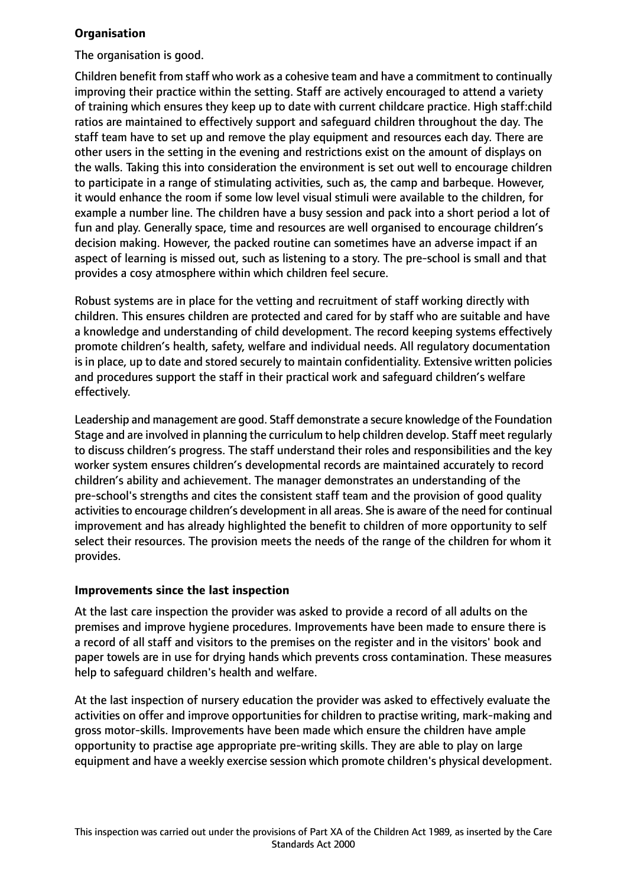**Organisation**

The organisation is good.

Children benefit from staff who work as a cohesive team and have a commitment to continually improving their practice within the setting. Staff are actively encouraged to attend a variety of training which ensures they keep up to date with current childcare practice. High staff:child ratios are maintained to effectively support and safeguard children throughout the day. The staff team have to set up and remove the play equipment and resources each day. There are other users in the setting in the evening and restrictions exist on the amount of displays on the walls. Taking this into consideration the environment is set out well to encourage children to participate in a range of stimulating activities, such as, the camp and barbeque. However, it would enhance the room if some low level visual stimuli were available to the children, for example a number line. The children have a busy session and pack into a short period a lot of fun and play. Generally space, time and resources are well organised to encourage children's decision making. However, the packed routine can sometimes have an adverse impact if an aspect of learning is missed out, such as listening to a story. The pre-school is small and that provides a cosy atmosphere within which children feel secure.

Robust systems are in place for the vetting and recruitment of staff working directly with children. This ensures children are protected and cared for by staff who are suitable and have a knowledge and understanding of child development. The record keeping systems effectively promote children's health, safety, welfare and individual needs. All regulatory documentation is in place, up to date and stored securely to maintain confidentiality. Extensive written policies and procedures support the staff in their practical work and safeguard children's welfare effectively.

Leadership and management are good. Staff demonstrate a secure knowledge of the Foundation Stage and are involved in planning the curriculum to help children develop. Staff meet regularly to discuss children's progress. The staff understand their roles and responsibilities and the key worker system ensures children's developmental records are maintained accurately to record children's ability and achievement. The manager demonstrates an understanding of the pre-school's strengths and cites the consistent staff team and the provision of good quality activities to encourage children's development in all areas. She is aware of the need for continual improvement and has already highlighted the benefit to children of more opportunity to self select their resources. The provision meets the needs of the range of the children for whom it provides.

**Improvements since the last inspection**

At the last care inspection the provider was asked to provide a record of all adults on the premises and improve hygiene procedures. Improvements have been made to ensure there is a record of all staff and visitors to the premises on the register and in the visitors' book and paper towels are in use for drying hands which prevents cross contamination. These measures help to safeguard children's health and welfare.

At the last inspection of nursery education the provider was asked to effectively evaluate the activities on offer and improve opportunities for children to practise writing, mark-making and gross motor-skills. Improvements have been made which ensure the children have ample opportunity to practise age appropriate pre-writing skills. They are able to play on large equipment and have a weekly exercise session which promote children's physical development.

This inspection was carried out under the provisions of Part XA of the Children Act 1989, as inserted by the Care Standards Act 2000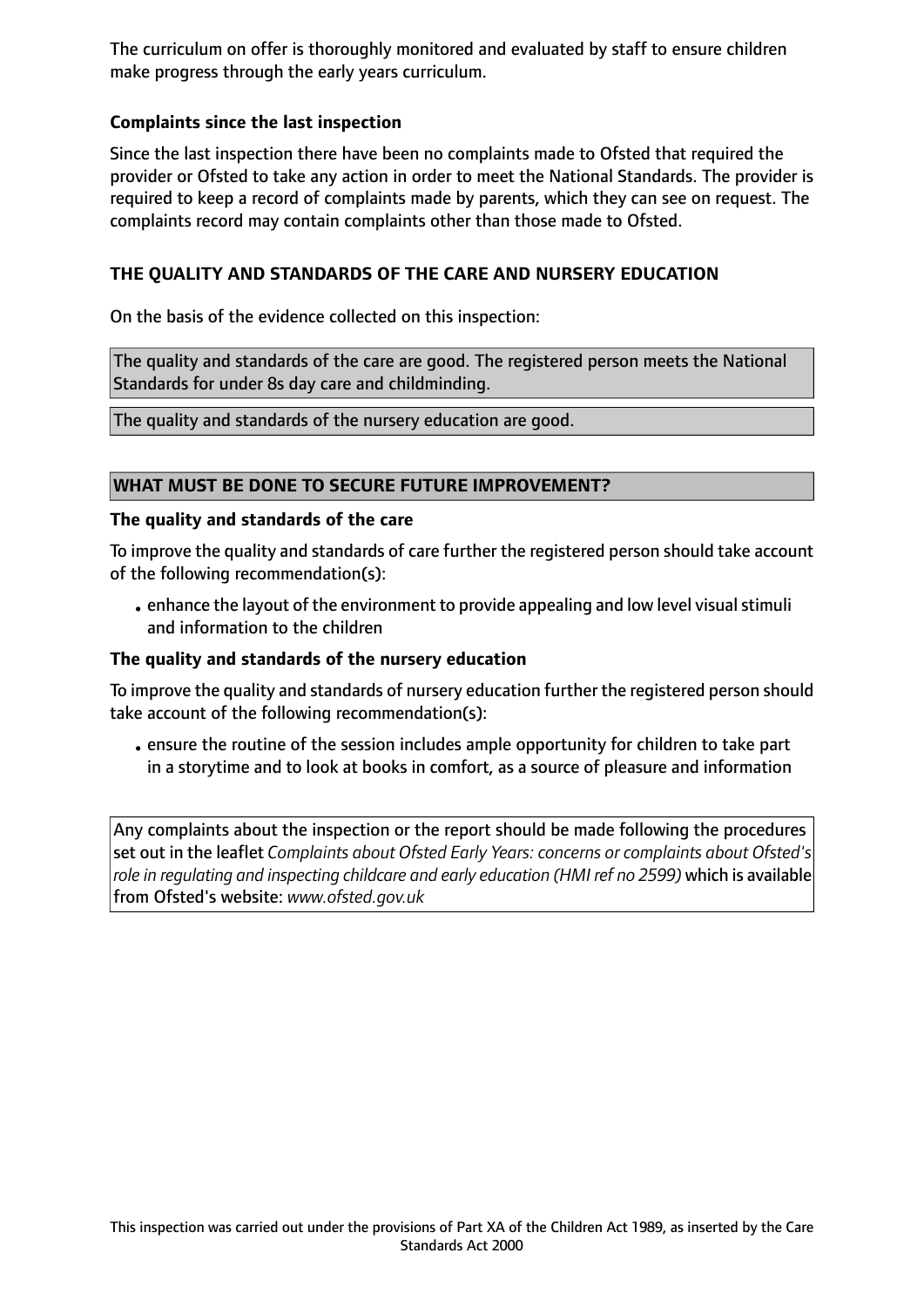The curriculum on offer is thoroughly monitored and evaluated by staff to ensure children make progress through the early years curriculum.

### Complaints since the last inspection

Since the last inspection there have been no complaints made to Ofsted that required the provider or Ofsted to take any action in order to meet the National Standards. The provider is required to keep a record of complaints made by parents, which they can see on request. The complaints record may contain complaints other than those made to Ofsted.

## THE QUALITY AND STANDARDS OF THE CARE AND NURSERY EDUCATION

On the basis of the evidence collected on this inspection:

The quality and standards of the care are good. The registered person meets the National Standards for under 8s day care and childminding.

The quality and standards of the nursery education are good.

## WHAT MUST BE DONE TO SECURE FUTURE IMPROVEMENT?

### The quality and standards of the care

To improve the quality and standards of care further the registered person should take account of the following recommendation(s):

- enhance the layout of the environment to provide appealing and low level visual stimuli and information to the children

### The quality and standards of the nursery education

To improve the quality and standards of nursery education further the registered person should take account of the following recommendation(s):

- ensure the routine of the session includes ample opportunity for children to take part in a storytime and to look at books in comfort, as a source of pleasure and information

Any complaints about the inspection or the report should be made following the procedures set out in the leaflet *Complaints about Ofsted Early Years: concerns or complaints about Ofsted's role in regulating and inspecting childcare and early education (HMI ref no 2599)* which is available from Ofsted's website: *www.ofsted.gov.uk*

This inspection was carried out under the provisions of Part XA of the Children Act 1989, as inserted by the Care Standards Act 2000